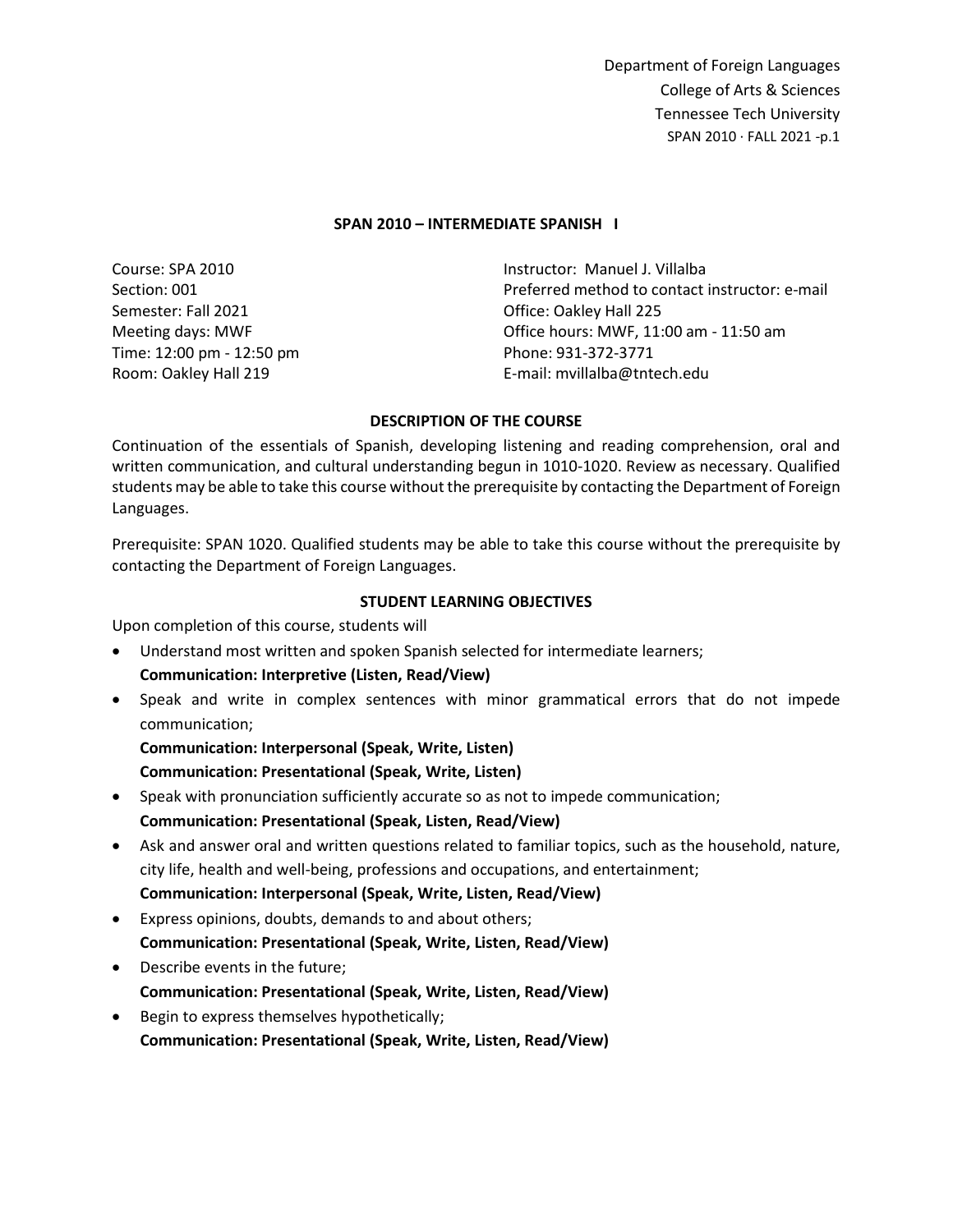Department of Foreign Languages
College of Arts & Sciences
Tennessee Tech University

# SPAN 2010 – INTERMEDIATE SPANISH I

Course: SPA 2010
Section: 001
Semester: Fall 2021
Meeting days: MWF
Time: 12:00 pm - 12:50 pm
Room: Oakley Hall 219

Instructor: Manuel J. Villalba
Preferred method to contact instructor: e-mail
Office: Oakley Hall 225
Office hours: MWF, 11:00 am - 11:50 am
Phone: 931-372-3771
E-mail: mvillalba@tntech.edu

## DESCRIPTION OF THE COURSE

Continuation of the essentials of Spanish, developing listening and reading comprehension, oral and written communication, and cultural understanding begun in 1010-1020. Review as necessary. Qualified students may be able to take this course without the prerequisite by contacting the Department of Foreign Languages.

Prerequisite: SPAN 1020. Qualified students may be able to take this course without the prerequisite by contacting the Department of Foreign Languages.

## STUDENT LEARNING OBJECTIVES

Upon completion of this course, students will

- Understand most written and spoken Spanish selected for intermediate learners;
  **Communication: Interpretive (Listen, Read/View)**
- Speak and write in complex sentences with minor grammatical errors that do not impede communication;
  **Communication: Interpersonal (Speak, Write, Listen)**
  **Communication: Presentational (Speak, Write, Listen)**
- Speak with pronunciation sufficiently accurate so as not to impede communication;
  **Communication: Presentational (Speak, Listen, Read/View)**
- Ask and answer oral and written questions related to familiar topics, such as the household, nature, city life, health and well-being, professions and occupations, and entertainment;
  **Communication: Interpersonal (Speak, Write, Listen, Read/View)**
- Express opinions, doubts, demands to and about others;
  **Communication: Presentational (Speak, Write, Listen, Read/View)**
- Describe events in the future;
  **Communication: Presentational (Speak, Write, Listen, Read/View)**
- Begin to express themselves hypothetically;
  **Communication: Presentational (Speak, Write, Listen, Read/View)**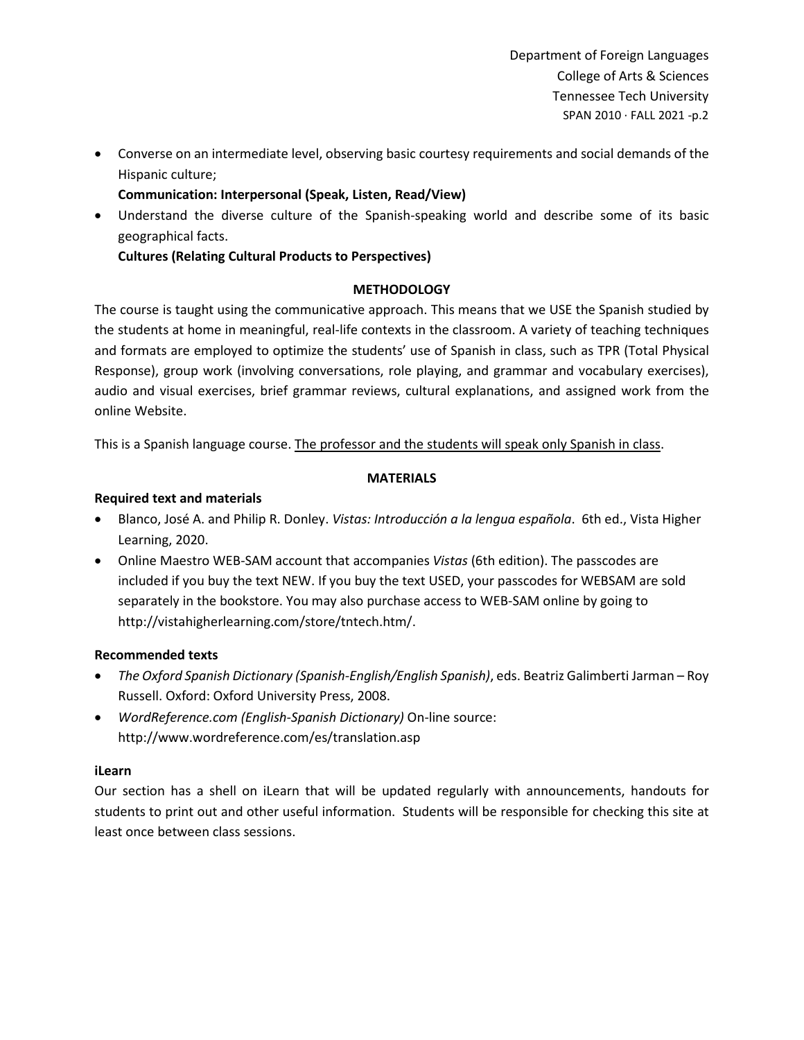- Converse on an intermediate level, observing basic courtesy requirements and social demands of the Hispanic culture;

  **Communication: Interpersonal (Speak, Listen, Read/View)**

- Understand the diverse culture of the Spanish-speaking world and describe some of its basic geographical facts.

  **Cultures (Relating Cultural Products to Perspectives)**

## METHODOLOGY

The course is taught using the communicative approach. This means that we USE the Spanish studied by the students at home in meaningful, real-life contexts in the classroom. A variety of teaching techniques and formats are employed to optimize the students' use of Spanish in class, such as TPR (Total Physical Response), group work (involving conversations, role playing, and grammar and vocabulary exercises), audio and visual exercises, brief grammar reviews, cultural explanations, and assigned work from the online Website.

This is a Spanish language course. <u>The professor and the students will speak only Spanish in class</u>.

## MATERIALS

### Required text and materials

- Blanco, José A. and Philip R. Donley. *Vistas: Introducción a la lengua española*. 6th ed., Vista Higher Learning, 2020.
- Online Maestro WEB-SAM account that accompanies *Vistas* (6th edition). The passcodes are included if you buy the text NEW. If you buy the text USED, your passcodes for WEBSAM are sold separately in the bookstore. You may also purchase access to WEB-SAM online by going to http://vistahigherlearning.com/store/tntech.htm/.

### Recommended texts

- *The Oxford Spanish Dictionary (Spanish-English/English Spanish)*, eds. Beatriz Galimberti Jarman – Roy Russell. Oxford: Oxford University Press, 2008.
- *WordReference.com (English-Spanish Dictionary)* On-line source: http://www.wordreference.com/es/translation.asp

### iLearn

Our section has a shell on iLearn that will be updated regularly with announcements, handouts for students to print out and other useful information. Students will be responsible for checking this site at least once between class sessions.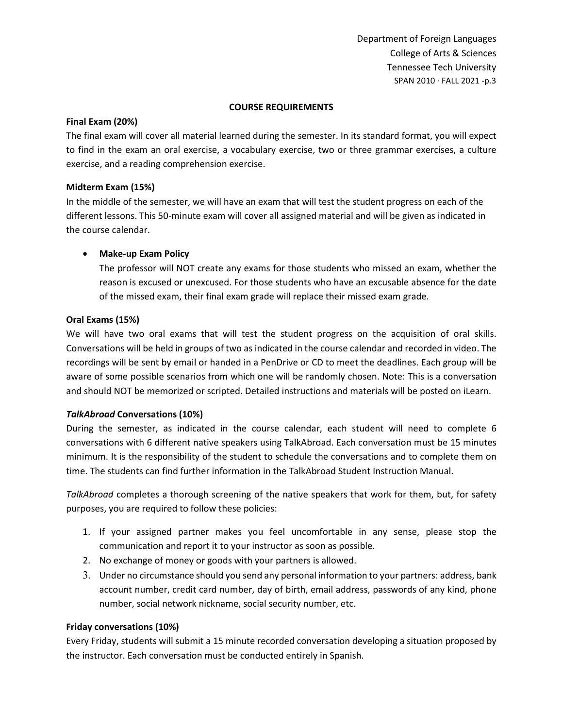## COURSE REQUIREMENTS

**Final Exam (20%)**

The final exam will cover all material learned during the semester. In its standard format, you will expect to find in the exam an oral exercise, a vocabulary exercise, two or three grammar exercises, a culture exercise, and a reading comprehension exercise.

**Midterm Exam (15%)**

In the middle of the semester, we will have an exam that will test the student progress on each of the different lessons. This 50-minute exam will cover all assigned material and will be given as indicated in the course calendar.

- **Make-up Exam Policy**

  The professor will NOT create any exams for those students who missed an exam, whether the reason is excused or unexcused. For those students who have an excusable absence for the date of the missed exam, their final exam grade will replace their missed exam grade.

**Oral Exams (15%)**

We will have two oral exams that will test the student progress on the acquisition of oral skills. Conversations will be held in groups of two as indicated in the course calendar and recorded in video. The recordings will be sent by email or handed in a PenDrive or CD to meet the deadlines. Each group will be aware of some possible scenarios from which one will be randomly chosen. Note: This is a conversation and should NOT be memorized or scripted. Detailed instructions and materials will be posted on iLearn.

***TalkAbroad* Conversations (10%)**

During the semester, as indicated in the course calendar, each student will need to complete 6 conversations with 6 different native speakers using TalkAbroad. Each conversation must be 15 minutes minimum. It is the responsibility of the student to schedule the conversations and to complete them on time. The students can find further information in the TalkAbroad Student Instruction Manual.

*TalkAbroad* completes a thorough screening of the native speakers that work for them, but, for safety purposes, you are required to follow these policies:

1. If your assigned partner makes you feel uncomfortable in any sense, please stop the communication and report it to your instructor as soon as possible.
2. No exchange of money or goods with your partners is allowed.
3. Under no circumstance should you send any personal information to your partners: address, bank account number, credit card number, day of birth, email address, passwords of any kind, phone number, social network nickname, social security number, etc.

**Friday conversations (10%)**

Every Friday, students will submit a 15 minute recorded conversation developing a situation proposed by the instructor. Each conversation must be conducted entirely in Spanish.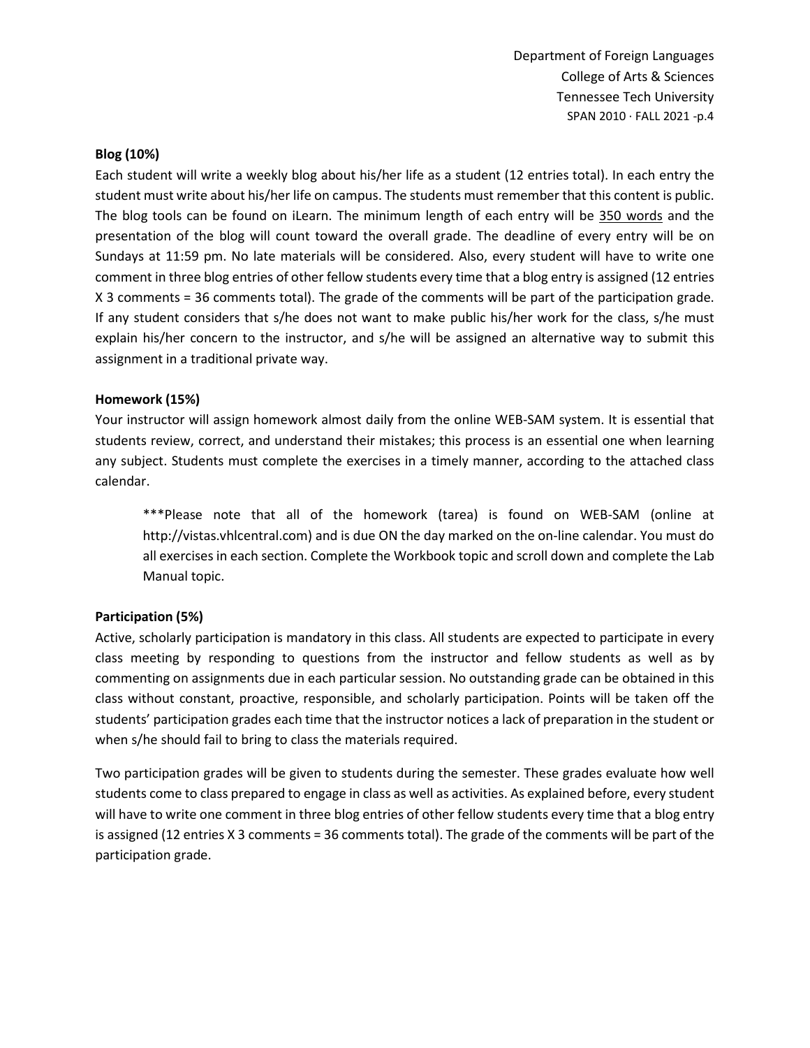**Blog (10%)**

Each student will write a weekly blog about his/her life as a student (12 entries total). In each entry the student must write about his/her life on campus. The students must remember that this content is public. The blog tools can be found on iLearn. The minimum length of each entry will be 350 words and the presentation of the blog will count toward the overall grade. The deadline of every entry will be on Sundays at 11:59 pm. No late materials will be considered. Also, every student will have to write one comment in three blog entries of other fellow students every time that a blog entry is assigned (12 entries X 3 comments = 36 comments total). The grade of the comments will be part of the participation grade. If any student considers that s/he does not want to make public his/her work for the class, s/he must explain his/her concern to the instructor, and s/he will be assigned an alternative way to submit this assignment in a traditional private way.

**Homework (15%)**

Your instructor will assign homework almost daily from the online WEB-SAM system. It is essential that students review, correct, and understand their mistakes; this process is an essential one when learning any subject. Students must complete the exercises in a timely manner, according to the attached class calendar.

> ***Please note that all of the homework (tarea) is found on WEB-SAM (online at http://vistas.vhlcentral.com) and is due ON the day marked on the on-line calendar. You must do all exercises in each section. Complete the Workbook topic and scroll down and complete the Lab Manual topic.

**Participation (5%)**

Active, scholarly participation is mandatory in this class. All students are expected to participate in every class meeting by responding to questions from the instructor and fellow students as well as by commenting on assignments due in each particular session. No outstanding grade can be obtained in this class without constant, proactive, responsible, and scholarly participation. Points will be taken off the students' participation grades each time that the instructor notices a lack of preparation in the student or when s/he should fail to bring to class the materials required.

Two participation grades will be given to students during the semester. These grades evaluate how well students come to class prepared to engage in class as well as activities. As explained before, every student will have to write one comment in three blog entries of other fellow students every time that a blog entry is assigned (12 entries X 3 comments = 36 comments total). The grade of the comments will be part of the participation grade.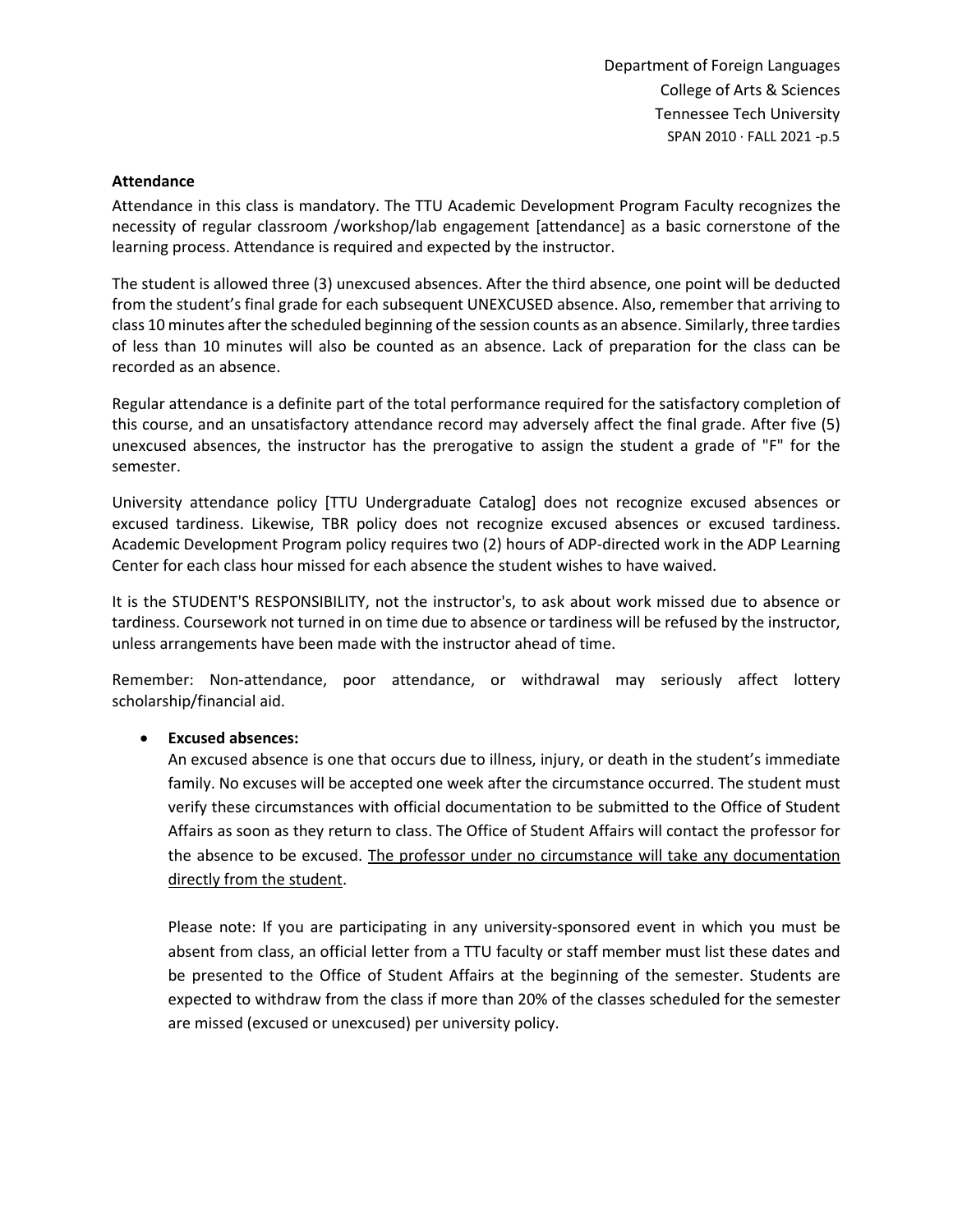**Attendance**

Attendance in this class is mandatory. The TTU Academic Development Program Faculty recognizes the necessity of regular classroom /workshop/lab engagement [attendance] as a basic cornerstone of the learning process. Attendance is required and expected by the instructor.

The student is allowed three (3) unexcused absences. After the third absence, one point will be deducted from the student's final grade for each subsequent UNEXCUSED absence. Also, remember that arriving to class 10 minutes after the scheduled beginning of the session counts as an absence. Similarly, three tardies of less than 10 minutes will also be counted as an absence. Lack of preparation for the class can be recorded as an absence.

Regular attendance is a definite part of the total performance required for the satisfactory completion of this course, and an unsatisfactory attendance record may adversely affect the final grade. After five (5) unexcused absences, the instructor has the prerogative to assign the student a grade of "F" for the semester.

University attendance policy [TTU Undergraduate Catalog] does not recognize excused absences or excused tardiness. Likewise, TBR policy does not recognize excused absences or excused tardiness. Academic Development Program policy requires two (2) hours of ADP-directed work in the ADP Learning Center for each class hour missed for each absence the student wishes to have waived.

It is the STUDENT'S RESPONSIBILITY, not the instructor's, to ask about work missed due to absence or tardiness. Coursework not turned in on time due to absence or tardiness will be refused by the instructor, unless arrangements have been made with the instructor ahead of time.

Remember: Non-attendance, poor attendance, or withdrawal may seriously affect lottery scholarship/financial aid.

- **Excused absences:**
  An excused absence is one that occurs due to illness, injury, or death in the student's immediate family. No excuses will be accepted one week after the circumstance occurred. The student must verify these circumstances with official documentation to be submitted to the Office of Student Affairs as soon as they return to class. The Office of Student Affairs will contact the professor for the absence to be excused. <u>The professor under no circumstance will take any documentation directly from the student</u>.

  Please note: If you are participating in any university-sponsored event in which you must be absent from class, an official letter from a TTU faculty or staff member must list these dates and be presented to the Office of Student Affairs at the beginning of the semester. Students are expected to withdraw from the class if more than 20% of the classes scheduled for the semester are missed (excused or unexcused) per university policy.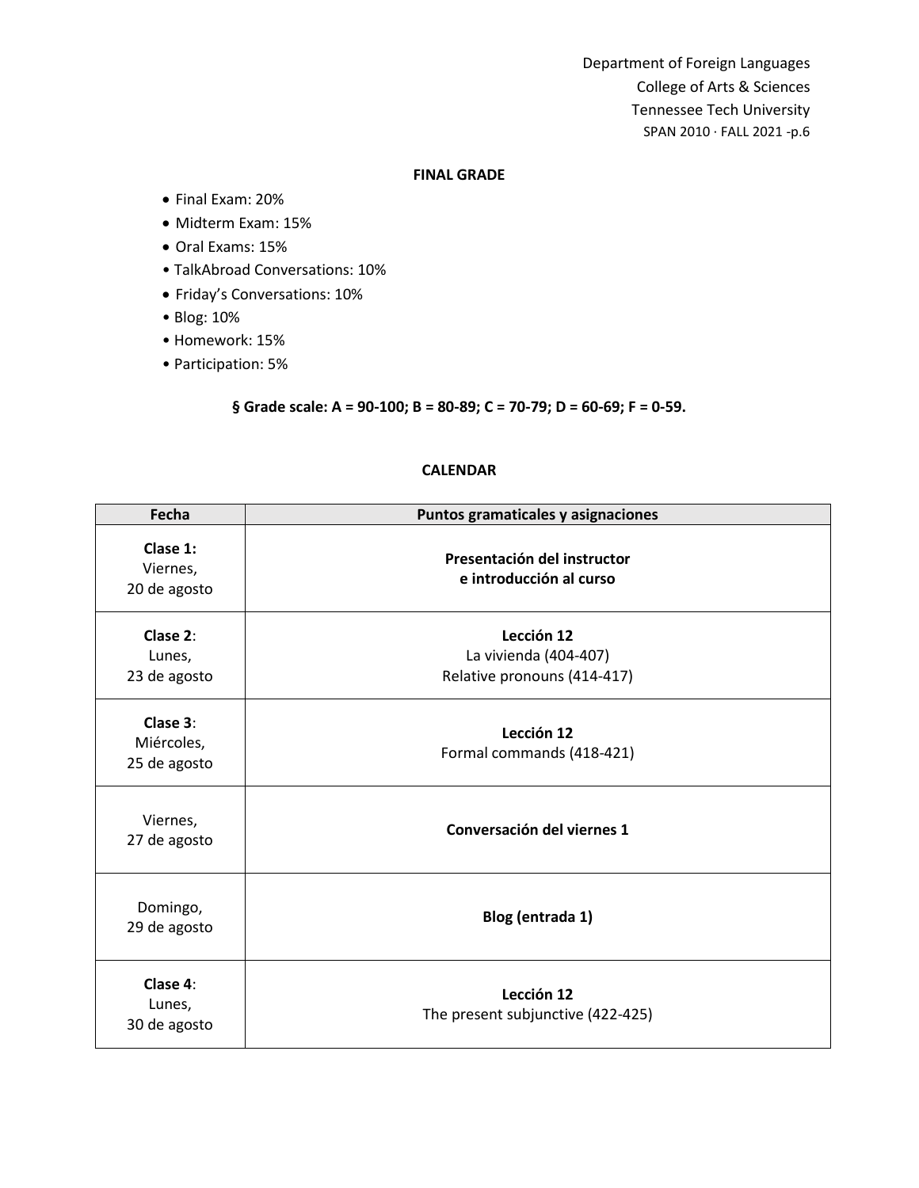## FINAL GRADE

- Final Exam: 20%
- Midterm Exam: 15%
- Oral Exams: 15%
- TalkAbroad Conversations: 10%
- Friday's Conversations: 10%
- Blog: 10%
- Homework: 15%
- Participation: 5%

**§ Grade scale: A = 90-100; B = 80-89; C = 70-79; D = 60-69; F = 0-59.**

## CALENDAR

| Fecha | Puntos gramaticales y asignaciones |
| --- | --- |
| **Clase 1:** Viernes, 20 de agosto | **Presentación del instructor e introducción al curso** |
| **Clase 2**: Lunes, 23 de agosto | **Lección 12** La vivienda (404-407) Relative pronouns (414-417) |
| **Clase 3**: Miércoles, 25 de agosto | **Lección 12** Formal commands (418-421) |
| Viernes, 27 de agosto | **Conversación del viernes 1** |
| Domingo, 29 de agosto | **Blog (entrada 1)** |
| **Clase 4**: Lunes, 30 de agosto | **Lección 12** The present subjunctive (422-425) |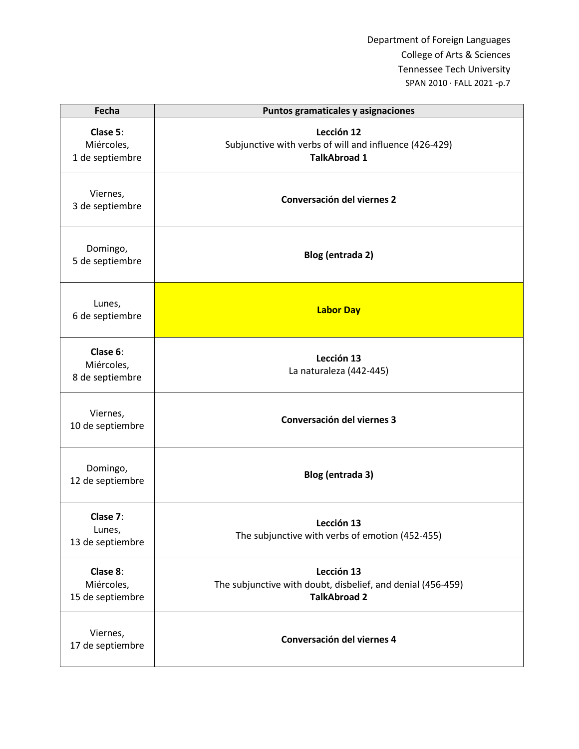| Fecha | Puntos gramaticales y asignaciones |
| --- | --- |
| **Clase 5**: Miércoles, 1 de septiembre | **Lección 12**<br>Subjunctive with verbs of will and influence (426-429)<br>**TalkAbroad 1** |
| Viernes, 3 de septiembre | **Conversación del viernes 2** |
| Domingo, 5 de septiembre | **Blog (entrada 2)** |
| Lunes, 6 de septiembre | **Labor Day** |
| **Clase 6**: Miércoles, 8 de septiembre | **Lección 13**<br>La naturaleza (442-445) |
| Viernes, 10 de septiembre | **Conversación del viernes 3** |
| Domingo, 12 de septiembre | **Blog (entrada 3)** |
| **Clase 7**: Lunes, 13 de septiembre | **Lección 13**<br>The subjunctive with verbs of emotion (452-455) |
| **Clase 8**: Miércoles, 15 de septiembre | **Lección 13**<br>The subjunctive with doubt, disbelief, and denial (456-459)<br>**TalkAbroad 2** |
| Viernes, 17 de septiembre | **Conversación del viernes 4** |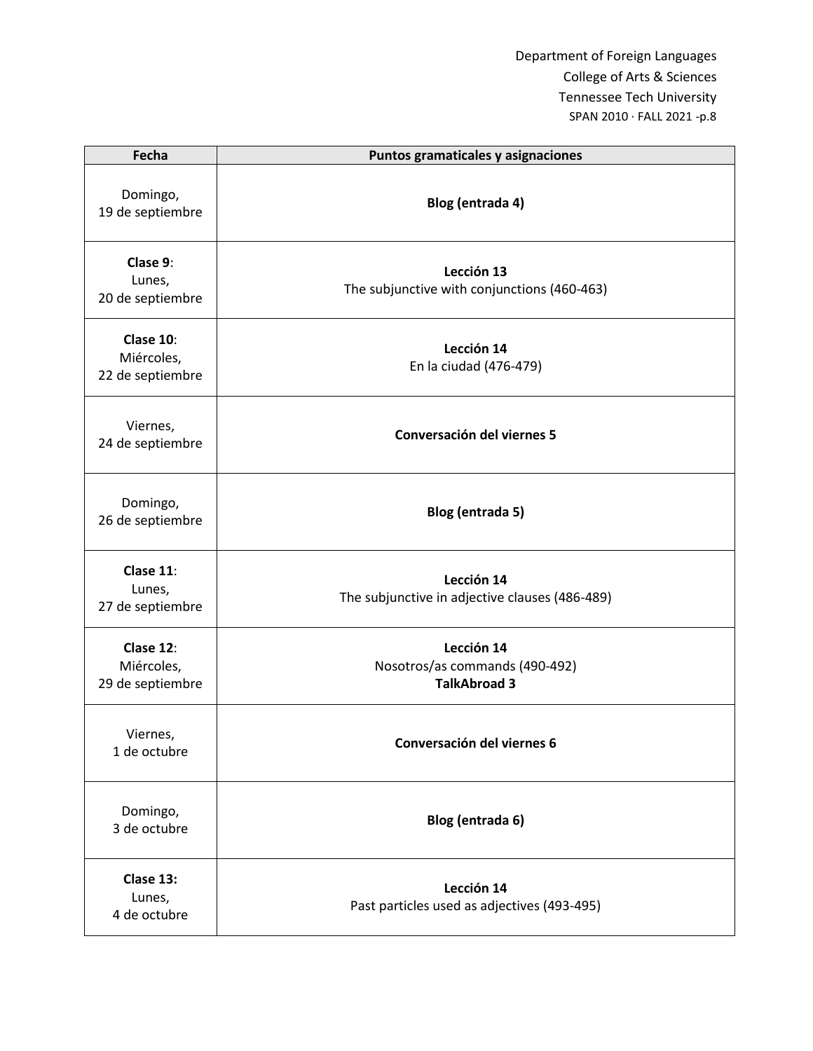| Fecha | Puntos gramaticales y asignaciones |
| --- | --- |
| Domingo, 19 de septiembre | **Blog (entrada 4)** |
| **Clase 9**: Lunes, 20 de septiembre | **Lección 13** The subjunctive with conjunctions (460-463) |
| **Clase 10**: Miércoles, 22 de septiembre | **Lección 14** En la ciudad (476-479) |
| Viernes, 24 de septiembre | **Conversación del viernes 5** |
| Domingo, 26 de septiembre | **Blog (entrada 5)** |
| **Clase 11**: Lunes, 27 de septiembre | **Lección 14** The subjunctive in adjective clauses (486-489) |
| **Clase 12**: Miércoles, 29 de septiembre | **Lección 14** Nosotros/as commands (490-492) **TalkAbroad 3** |
| Viernes, 1 de octubre | **Conversación del viernes 6** |
| Domingo, 3 de octubre | **Blog (entrada 6)** |
| **Clase 13:** Lunes, 4 de octubre | **Lección 14** Past particles used as adjectives (493-495) |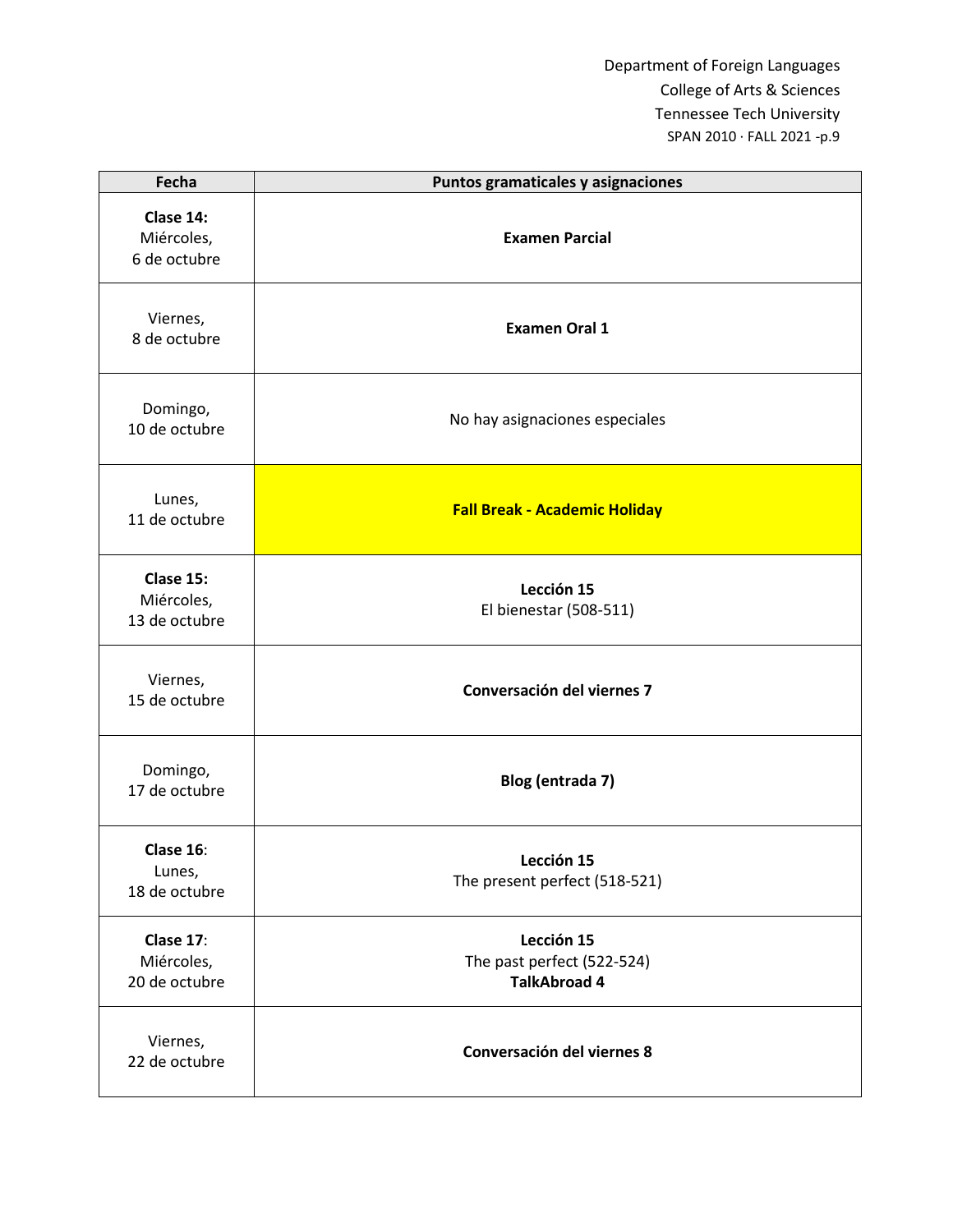| Fecha | Puntos gramaticales y asignaciones |
|---|---|
| **Clase 14:** Miércoles, 6 de octubre | **Examen Parcial** |
| Viernes, 8 de octubre | **Examen Oral 1** |
| Domingo, 10 de octubre | No hay asignaciones especiales |
| Lunes, 11 de octubre | **Fall Break - Academic Holiday** |
| **Clase 15:** Miércoles, 13 de octubre | **Lección 15** El bienestar (508-511) |
| Viernes, 15 de octubre | **Conversación del viernes 7** |
| Domingo, 17 de octubre | **Blog (entrada 7)** |
| **Clase 16**: Lunes, 18 de octubre | **Lección 15** The present perfect (518-521) |
| **Clase 17**: Miércoles, 20 de octubre | **Lección 15** The past perfect (522-524) **TalkAbroad 4** |
| Viernes, 22 de octubre | **Conversación del viernes 8** |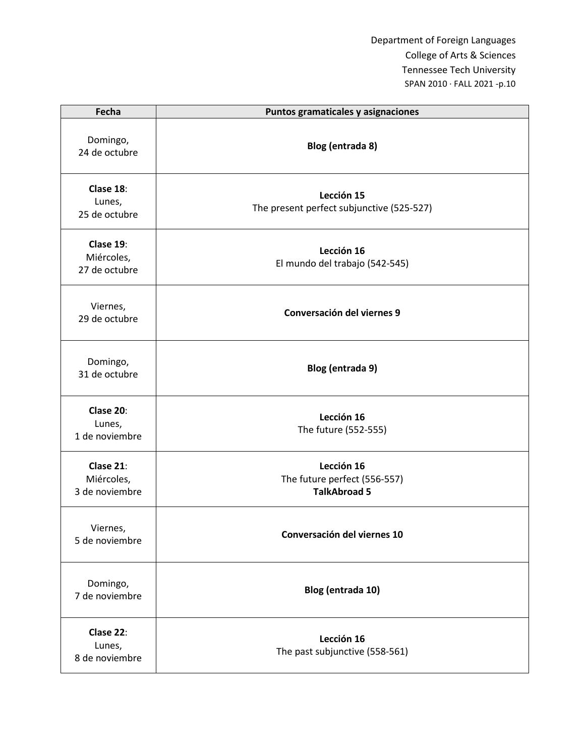| Fecha | Puntos gramaticales y asignaciones |
|---|---|
| Domingo, 24 de octubre | **Blog (entrada 8)** |
| **Clase 18**: Lunes, 25 de octubre | **Lección 15** The present perfect subjunctive (525-527) |
| **Clase 19**: Miércoles, 27 de octubre | **Lección 16** El mundo del trabajo (542-545) |
| Viernes, 29 de octubre | **Conversación del viernes 9** |
| Domingo, 31 de octubre | **Blog (entrada 9)** |
| **Clase 20**: Lunes, 1 de noviembre | **Lección 16** The future (552-555) |
| **Clase 21**: Miércoles, 3 de noviembre | **Lección 16** The future perfect (556-557) **TalkAbroad 5** |
| Viernes, 5 de noviembre | **Conversación del viernes 10** |
| Domingo, 7 de noviembre | **Blog (entrada 10)** |
| **Clase 22**: Lunes, 8 de noviembre | **Lección 16** The past subjunctive (558-561) |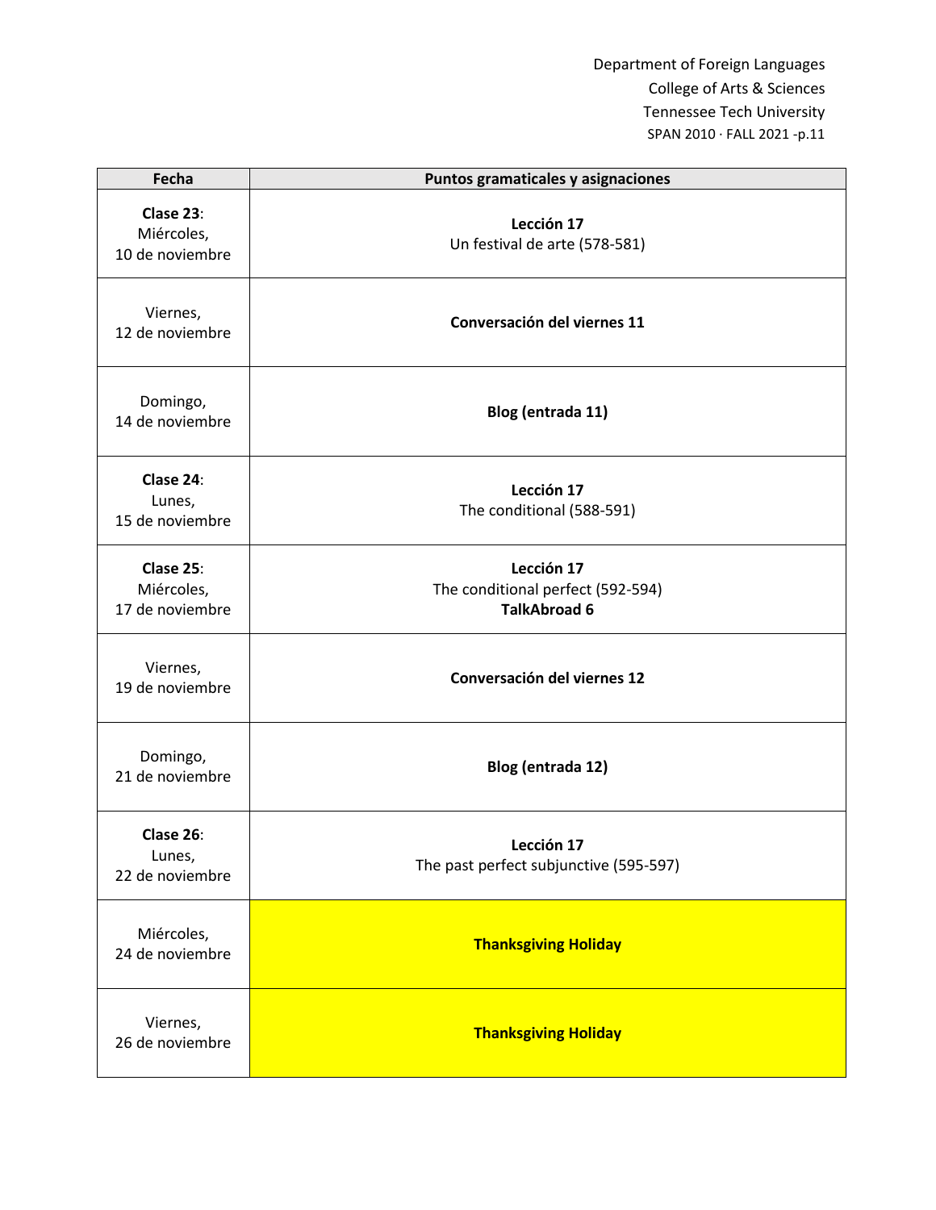| Fecha | Puntos gramaticales y asignaciones |
|---|---|
| **Clase 23**: Miércoles, 10 de noviembre | **Lección 17** Un festival de arte (578-581) |
| Viernes, 12 de noviembre | **Conversación del viernes 11** |
| Domingo, 14 de noviembre | **Blog (entrada 11)** |
| **Clase 24**: Lunes, 15 de noviembre | **Lección 17** The conditional (588-591) |
| **Clase 25**: Miércoles, 17 de noviembre | **Lección 17** The conditional perfect (592-594) **TalkAbroad 6** |
| Viernes, 19 de noviembre | **Conversación del viernes 12** |
| Domingo, 21 de noviembre | **Blog (entrada 12)** |
| **Clase 26**: Lunes, 22 de noviembre | **Lección 17** The past perfect subjunctive (595-597) |
| Miércoles, 24 de noviembre | **Thanksgiving Holiday** |
| Viernes, 26 de noviembre | **Thanksgiving Holiday** |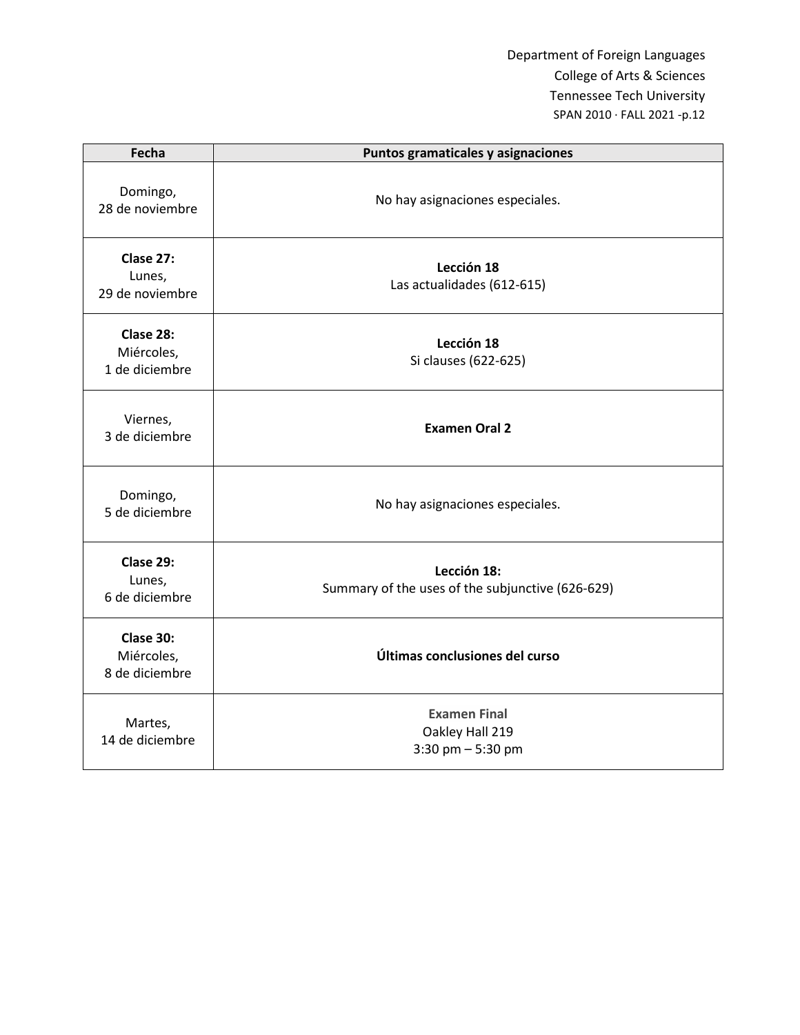| Fecha | Puntos gramaticales y asignaciones |
|---|---|
| Domingo, 28 de noviembre | No hay asignaciones especiales. |
| **Clase 27:** Lunes, 29 de noviembre | **Lección 18** Las actualidades (612-615) |
| **Clase 28:** Miércoles, 1 de diciembre | **Lección 18** Si clauses (622-625) |
| Viernes, 3 de diciembre | **Examen Oral 2** |
| Domingo, 5 de diciembre | No hay asignaciones especiales. |
| **Clase 29:** Lunes, 6 de diciembre | **Lección 18:** Summary of the uses of the subjunctive (626-629) |
| **Clase 30:** Miércoles, 8 de diciembre | **Últimas conclusiones del curso** |
| Martes, 14 de diciembre | **Examen Final** Oakley Hall 219 3:30 pm – 5:30 pm |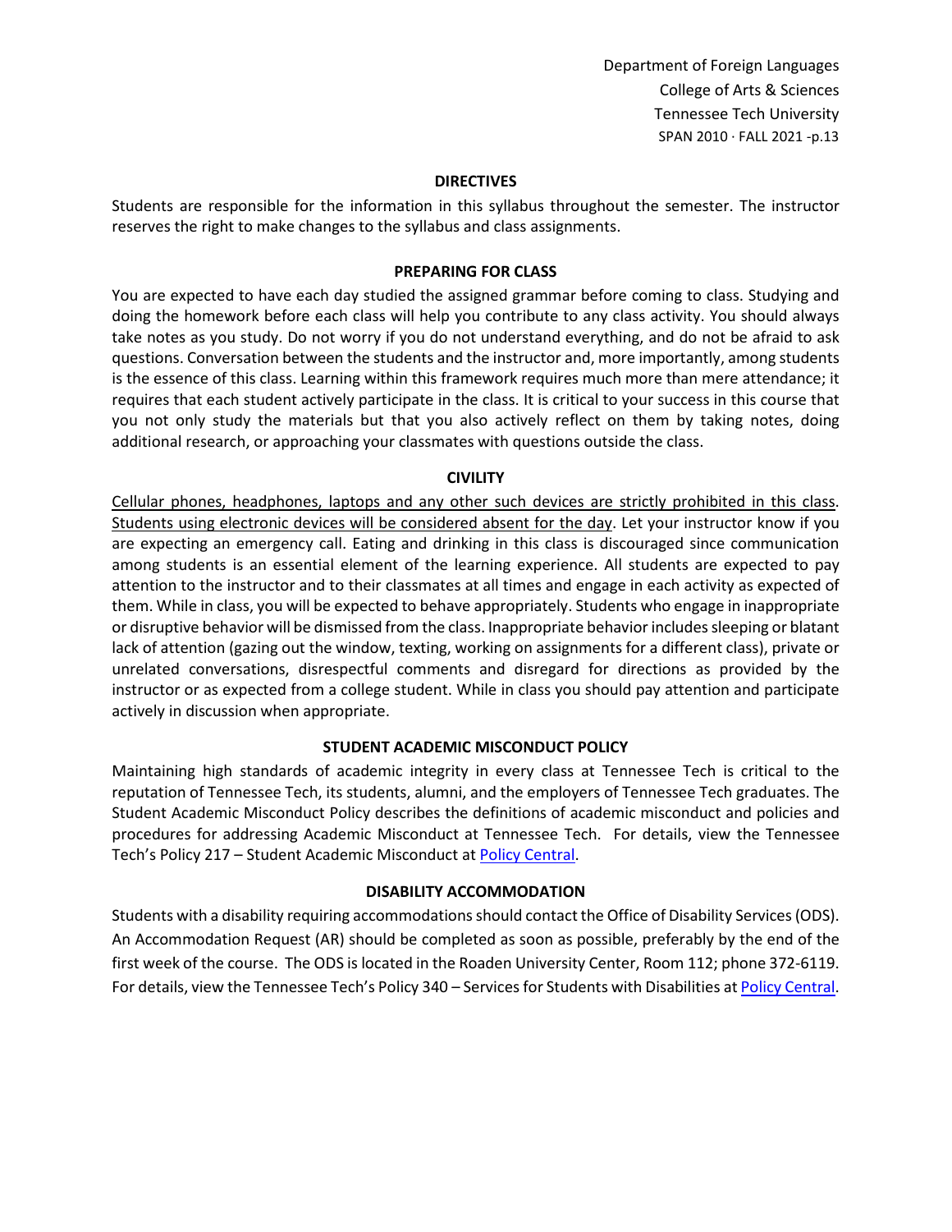## DIRECTIVES

Students are responsible for the information in this syllabus throughout the semester. The instructor reserves the right to make changes to the syllabus and class assignments.

## PREPARING FOR CLASS

You are expected to have each day studied the assigned grammar before coming to class. Studying and doing the homework before each class will help you contribute to any class activity. You should always take notes as you study. Do not worry if you do not understand everything, and do not be afraid to ask questions. Conversation between the students and the instructor and, more importantly, among students is the essence of this class. Learning within this framework requires much more than mere attendance; it requires that each student actively participate in the class. It is critical to your success in this course that you not only study the materials but that you also actively reflect on them by taking notes, doing additional research, or approaching your classmates with questions outside the class.

## CIVILITY

Cellular phones, headphones, laptops and any other such devices are strictly prohibited in this class. Students using electronic devices will be considered absent for the day. Let your instructor know if you are expecting an emergency call. Eating and drinking in this class is discouraged since communication among students is an essential element of the learning experience. All students are expected to pay attention to the instructor and to their classmates at all times and engage in each activity as expected of them. While in class, you will be expected to behave appropriately. Students who engage in inappropriate or disruptive behavior will be dismissed from the class. Inappropriate behavior includes sleeping or blatant lack of attention (gazing out the window, texting, working on assignments for a different class), private or unrelated conversations, disrespectful comments and disregard for directions as provided by the instructor or as expected from a college student. While in class you should pay attention and participate actively in discussion when appropriate.

## STUDENT ACADEMIC MISCONDUCT POLICY

Maintaining high standards of academic integrity in every class at Tennessee Tech is critical to the reputation of Tennessee Tech, its students, alumni, and the employers of Tennessee Tech graduates. The Student Academic Misconduct Policy describes the definitions of academic misconduct and policies and procedures for addressing Academic Misconduct at Tennessee Tech. For details, view the Tennessee Tech's Policy 217 – Student Academic Misconduct at Policy Central.

## DISABILITY ACCOMMODATION

Students with a disability requiring accommodations should contact the Office of Disability Services (ODS). An Accommodation Request (AR) should be completed as soon as possible, preferably by the end of the first week of the course. The ODS is located in the Roaden University Center, Room 112; phone 372-6119. For details, view the Tennessee Tech's Policy 340 – Services for Students with Disabilities at Policy Central.